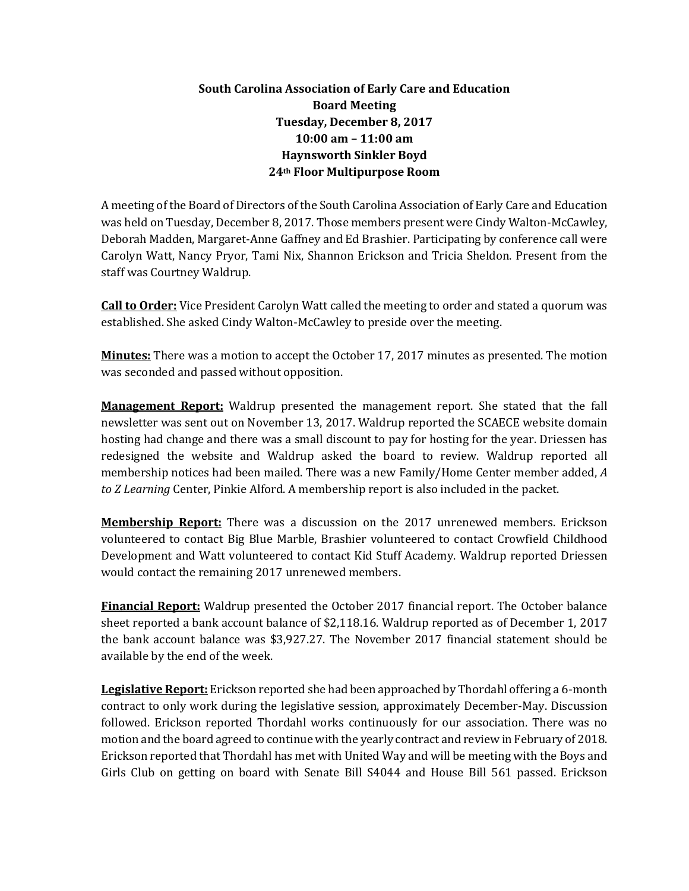**South Carolina Association of Early Care and Education**
**Board Meeting**
**Tuesday, December 8, 2017**
**10:00 am – 11:00 am**
**Haynsworth Sinkler Boyd**
**24th Floor Multipurpose Room**

A meeting of the Board of Directors of the South Carolina Association of Early Care and Education was held on Tuesday, December 8, 2017. Those members present were Cindy Walton-McCawley, Deborah Madden, Margaret-Anne Gaffney and Ed Brashier. Participating by conference call were Carolyn Watt, Nancy Pryor, Tami Nix, Shannon Erickson and Tricia Sheldon. Present from the staff was Courtney Waldrup.

**Call to Order:** Vice President Carolyn Watt called the meeting to order and stated a quorum was established. She asked Cindy Walton-McCawley to preside over the meeting.

**Minutes:** There was a motion to accept the October 17, 2017 minutes as presented. The motion was seconded and passed without opposition.

**Management Report:** Waldrup presented the management report. She stated that the fall newsletter was sent out on November 13, 2017. Waldrup reported the SCAECE website domain hosting had change and there was a small discount to pay for hosting for the year. Driessen has redesigned the website and Waldrup asked the board to review. Waldrup reported all membership notices had been mailed. There was a new Family/Home Center member added, *A to Z Learning* Center, Pinkie Alford. A membership report is also included in the packet.

**Membership Report:** There was a discussion on the 2017 unrenewed members. Erickson volunteered to contact Big Blue Marble, Brashier volunteered to contact Crowfield Childhood Development and Watt volunteered to contact Kid Stuff Academy. Waldrup reported Driessen would contact the remaining 2017 unrenewed members.

**Financial Report:** Waldrup presented the October 2017 financial report. The October balance sheet reported a bank account balance of $2,118.16. Waldrup reported as of December 1, 2017 the bank account balance was $3,927.27. The November 2017 financial statement should be available by the end of the week.

**Legislative Report:** Erickson reported she had been approached by Thordahl offering a 6-month contract to only work during the legislative session, approximately December-May. Discussion followed. Erickson reported Thordahl works continuously for our association. There was no motion and the board agreed to continue with the yearly contract and review in February of 2018. Erickson reported that Thordahl has met with United Way and will be meeting with the Boys and Girls Club on getting on board with Senate Bill S4044 and House Bill 561 passed. Erickson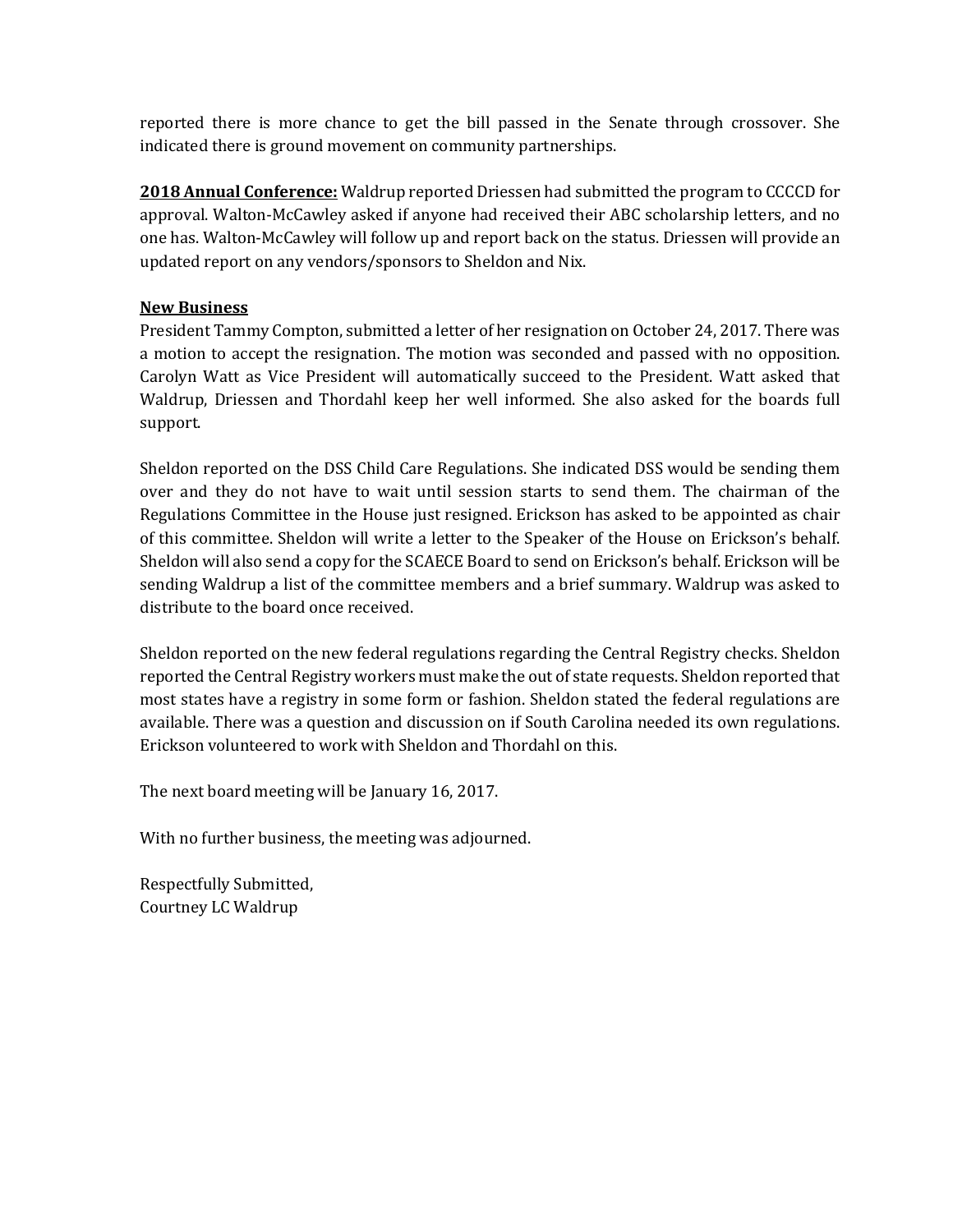reported there is more chance to get the bill passed in the Senate through crossover. She indicated there is ground movement on community partnerships.

**<u>2018 Annual Conference:</u>** Waldrup reported Driessen had submitted the program to CCCCD for approval. Walton-McCawley asked if anyone had received their ABC scholarship letters, and no one has. Walton-McCawley will follow up and report back on the status. Driessen will provide an updated report on any vendors/sponsors to Sheldon and Nix.

**<u>New Business</u>**

President Tammy Compton, submitted a letter of her resignation on October 24, 2017. There was a motion to accept the resignation. The motion was seconded and passed with no opposition. Carolyn Watt as Vice President will automatically succeed to the President. Watt asked that Waldrup, Driessen and Thordahl keep her well informed. She also asked for the boards full support.

Sheldon reported on the DSS Child Care Regulations. She indicated DSS would be sending them over and they do not have to wait until session starts to send them. The chairman of the Regulations Committee in the House just resigned. Erickson has asked to be appointed as chair of this committee. Sheldon will write a letter to the Speaker of the House on Erickson's behalf. Sheldon will also send a copy for the SCAECE Board to send on Erickson's behalf. Erickson will be sending Waldrup a list of the committee members and a brief summary. Waldrup was asked to distribute to the board once received.

Sheldon reported on the new federal regulations regarding the Central Registry checks. Sheldon reported the Central Registry workers must make the out of state requests. Sheldon reported that most states have a registry in some form or fashion. Sheldon stated the federal regulations are available. There was a question and discussion on if South Carolina needed its own regulations. Erickson volunteered to work with Sheldon and Thordahl on this.

The next board meeting will be January 16, 2017.

With no further business, the meeting was adjourned.

Respectfully Submitted,
Courtney LC Waldrup